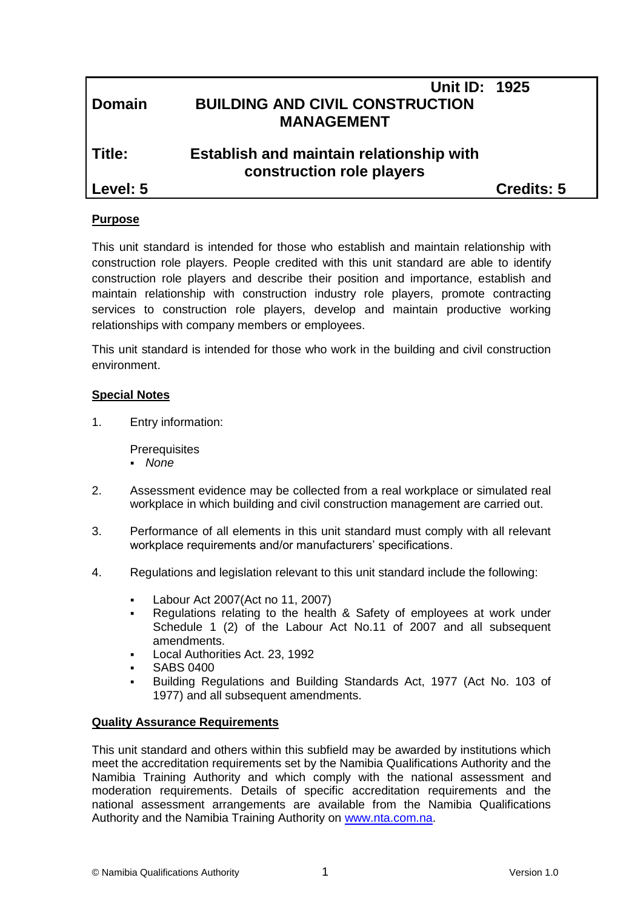| | | |
|---|---|---|
| | **Unit ID: 1925** | |
| **Domain** | **BUILDING AND CIVIL CONSTRUCTION MANAGEMENT** | |
| **Title:** | **Establish and maintain relationship with construction role players** | |
| **Level: 5** | | **Credits: 5** |

## Purpose

This unit standard is intended for those who establish and maintain relationship with construction role players. People credited with this unit standard are able to identify construction role players and describe their position and importance, establish and maintain relationship with construction industry role players, promote contracting services to construction role players, develop and maintain productive working relationships with company members or employees.

This unit standard is intended for those who work in the building and civil construction environment.

## Special Notes

1. Entry information:

   Prerequisites
   - *None*

2. Assessment evidence may be collected from a real workplace or simulated real workplace in which building and civil construction management are carried out.

3. Performance of all elements in this unit standard must comply with all relevant workplace requirements and/or manufacturers' specifications.

4. Regulations and legislation relevant to this unit standard include the following:

   - Labour Act 2007(Act no 11, 2007)
   - Regulations relating to the health & Safety of employees at work under Schedule 1 (2) of the Labour Act No.11 of 2007 and all subsequent amendments.
   - Local Authorities Act. 23, 1992
   - SABS 0400
   - Building Regulations and Building Standards Act, 1977 (Act No. 103 of 1977) and all subsequent amendments.

## Quality Assurance Requirements

This unit standard and others within this subfield may be awarded by institutions which meet the accreditation requirements set by the Namibia Qualifications Authority and the Namibia Training Authority and which comply with the national assessment and moderation requirements. Details of specific accreditation requirements and the national assessment arrangements are available from the Namibia Qualifications Authority and the Namibia Training Authority on www.nta.com.na.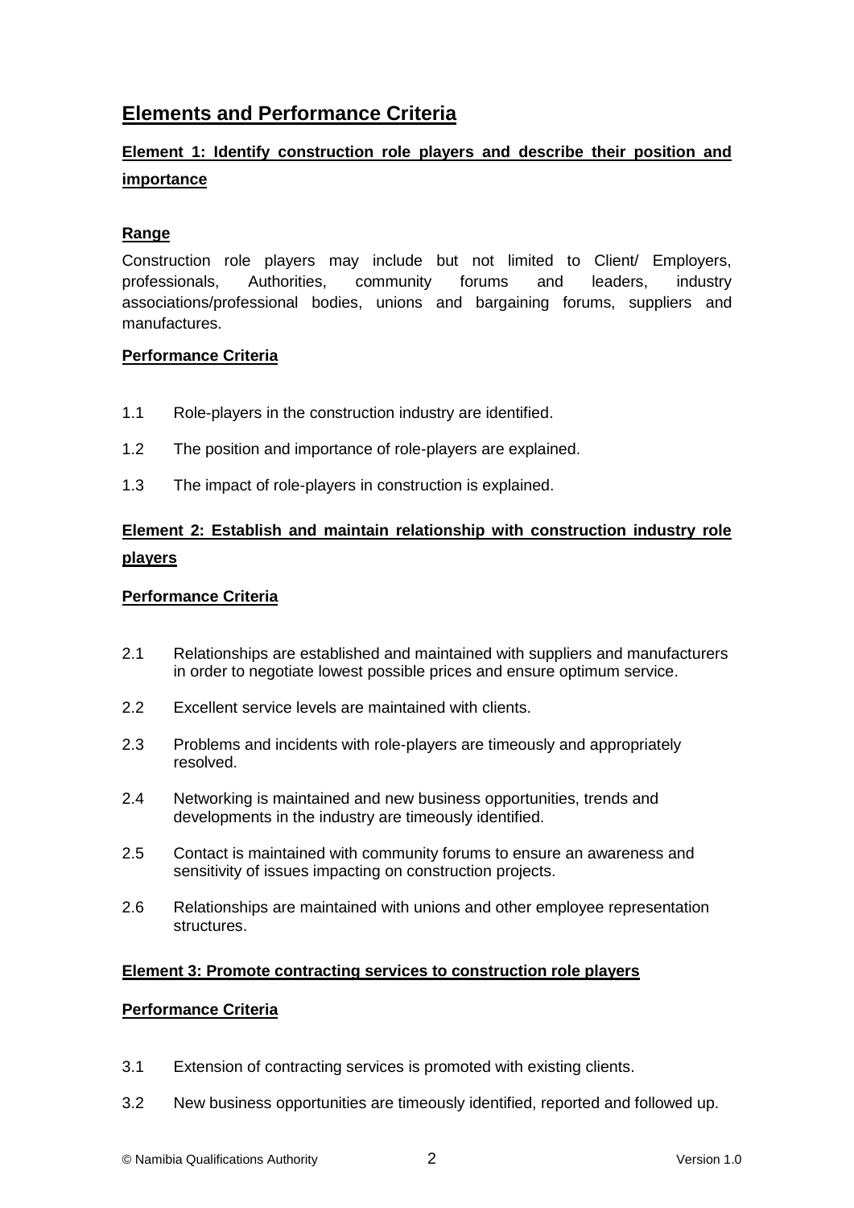## Elements and Performance Criteria

### Element 1: Identify construction role players and describe their position and importance

**Range**

Construction role players may include but not limited to Client/ Employers, professionals, Authorities, community forums and leaders, industry associations/professional bodies, unions and bargaining forums, suppliers and manufactures.

**Performance Criteria**

1.1 Role-players in the construction industry are identified.

1.2 The position and importance of role-players are explained.

1.3 The impact of role-players in construction is explained.

### Element 2: Establish and maintain relationship with construction industry role players

**Performance Criteria**

2.1 Relationships are established and maintained with suppliers and manufacturers in order to negotiate lowest possible prices and ensure optimum service.

2.2 Excellent service levels are maintained with clients.

2.3 Problems and incidents with role-players are timeously and appropriately resolved.

2.4 Networking is maintained and new business opportunities, trends and developments in the industry are timeously identified.

2.5 Contact is maintained with community forums to ensure an awareness and sensitivity of issues impacting on construction projects.

2.6 Relationships are maintained with unions and other employee representation structures.

### Element 3: Promote contracting services to construction role players

**Performance Criteria**

3.1 Extension of contracting services is promoted with existing clients.

3.2 New business opportunities are timeously identified, reported and followed up.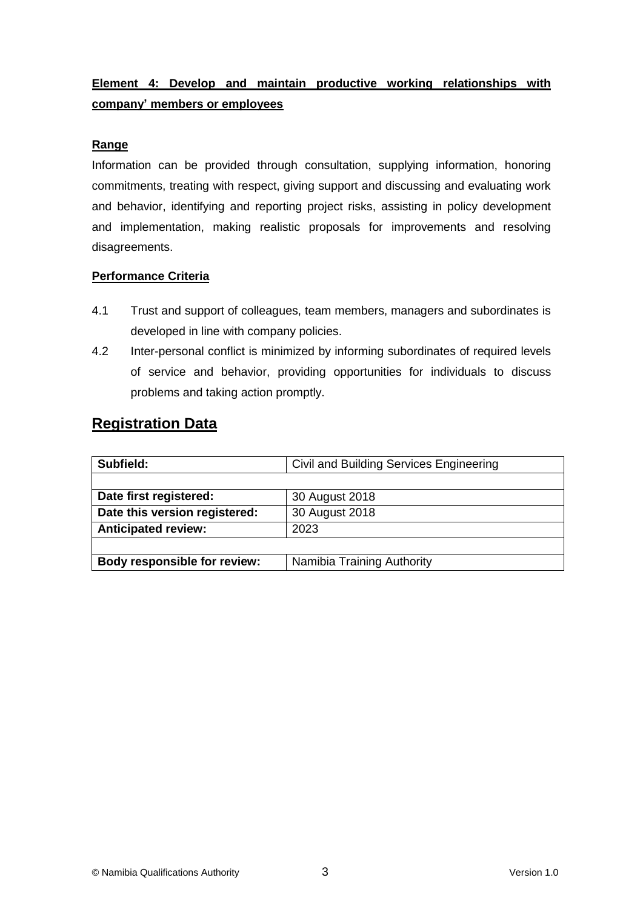**Element 4: Develop and maintain productive working relationships with company' members or employees**

**Range**

Information can be provided through consultation, supplying information, honoring commitments, treating with respect, giving support and discussing and evaluating work and behavior, identifying and reporting project risks, assisting in policy development and implementation, making realistic proposals for improvements and resolving disagreements.

**Performance Criteria**

4.1 Trust and support of colleagues, team members, managers and subordinates is developed in line with company policies.

4.2 Inter-personal conflict is minimized by informing subordinates of required levels of service and behavior, providing opportunities for individuals to discuss problems and taking action promptly.

## Registration Data

| | |
|---|---|
| **Subfield:** | Civil and Building Services Engineering |
| | |
| **Date first registered:** | 30 August 2018 |
| **Date this version registered:** | 30 August 2018 |
| **Anticipated review:** | 2023 |
| | |
| **Body responsible for review:** | Namibia Training Authority |